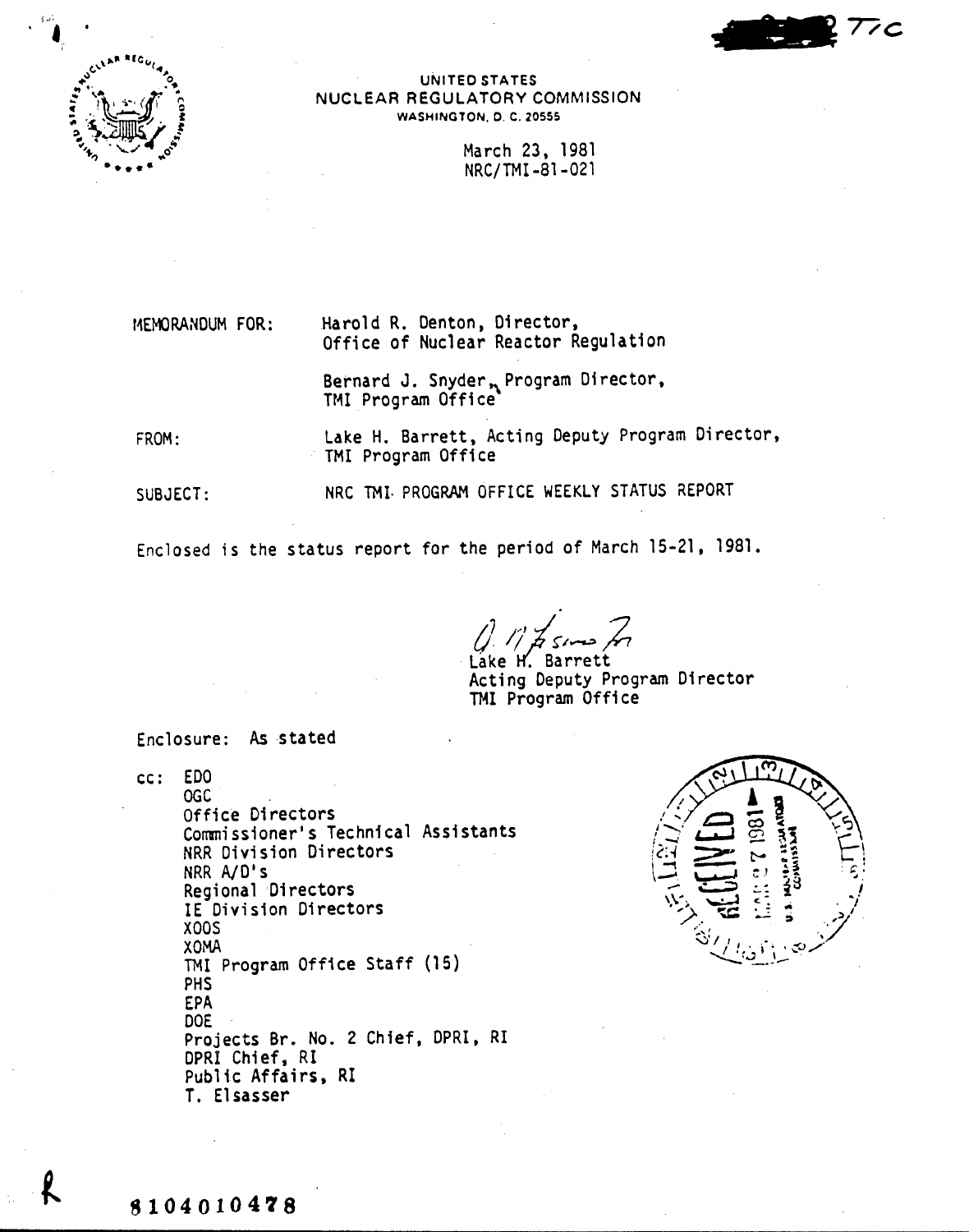UNITED STATES
NUCLEAR REGULATORY COMMISSION
WASHINGTON, D. C. 20555

March 23, 1981
NRC/TMI-81-021

MEMORANDUM FOR: Harold R. Denton, Director,
Office of Nuclear Reactor Regulation

Bernard J. Snyder, Program Director,
TMI Program Office

FROM: Lake H. Barrett, Acting Deputy Program Director,
TMI Program Office

SUBJECT: NRC TMI PROGRAM OFFICE WEEKLY STATUS REPORT

Enclosed is the status report for the period of March 15-21, 1981.

Lake H. Barrett
Acting Deputy Program Director
TMI Program Office

Enclosure: As stated

cc: EDO
OGC
Office Directors
Commissioner's Technical Assistants
NRR Division Directors
NRR A/D's
Regional Directors
IE Division Directors
XOOS
XOMA
TMI Program Office Staff (15)
PHS
EPA
DOE
Projects Br. No. 2 Chief, DPRI, RI
DPRI Chief, RI
Public Affairs, RI
T. Elsasser

8104010478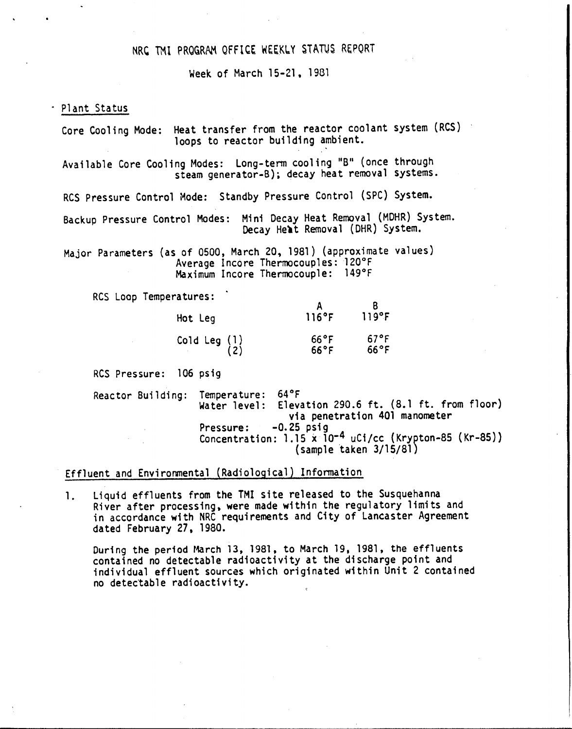# NRC TMI PROGRAM OFFICE WEEKLY STATUS REPORT

Week of March 15-21, 1981

## Plant Status

Core Cooling Mode: Heat transfer from the reactor coolant system (RCS) loops to reactor building ambient.

Available Core Cooling Modes: Long-term cooling "B" (once through steam generator-B); decay heat removal systems.

RCS Pressure Control Mode: Standby Pressure Control (SPC) System.

Backup Pressure Control Modes: Mini Decay Heat Removal (MDHR) System. Decay Heat Removal (DHR) System.

Major Parameters (as of 0500, March 20, 1981) (approximate values)
Average Incore Thermocouples: 120°F
Maximum Incore Thermocouple: 149°F

RCS Loop Temperatures:

| | A | B |
|---|---|---|
| Hot Leg | 116°F | 119°F |
| Cold Leg (1) | 66°F | 67°F |
| (2) | 66°F | 66°F |

RCS Pressure: 106 psig

Reactor Building:
- Temperature: 64°F
- Water level: Elevation 290.6 ft. (8.1 ft. from floor) via penetration 401 manometer
- Pressure: -0.25 psig
- Concentration: $1.15 \times 10^{-4}$ uCi/cc (Krypton-85 (Kr-85)) (sample taken 3/15/81)

## Effluent and Environmental (Radiological) Information

1. Liquid effluents from the TMI site released to the Susquehanna River after processing, were made within the regulatory limits and in accordance with NRC requirements and City of Lancaster Agreement dated February 27, 1980.

   During the period March 13, 1981, to March 19, 1981, the effluents contained no detectable radioactivity at the discharge point and individual effluent sources which originated within Unit 2 contained no detectable radioactivity.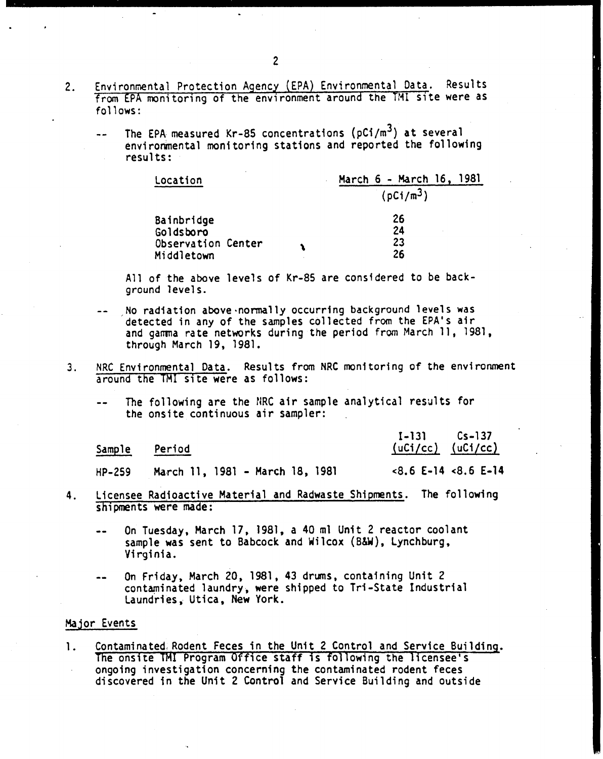2. Environmental Protection Agency (EPA) Environmental Data. Results from EPA monitoring of the environment around the TMI site were as follows:

-- The EPA measured Kr-85 concentrations ($pCi/m^3$) at several environmental monitoring stations and reported the following results:

| Location | March 6 - March 16, 1981 ($pCi/m^3$) |
|---|---|
| Bainbridge | 26 |
| Goldsboro | 24 |
| Observation Center | 23 |
| Middletown | 26 |

All of the above levels of Kr-85 are considered to be background levels.

-- No radiation above normally occurring background levels was detected in any of the samples collected from the EPA's air and gamma rate networks during the period from March 11, 1981, through March 19, 1981.

3. NRC Environmental Data. Results from NRC monitoring of the environment around the TMI site were as follows:

-- The following are the NRC air sample analytical results for the onsite continuous air sampler:

| Sample | Period | I-131 (uCi/cc) | Cs-137 (uCi/cc) |
|---|---|---|---|
| HP-259 | March 11, 1981 - March 18, 1981 | <8.6 E-14 | <8.6 E-14 |

4. Licensee Radioactive Material and Radwaste Shipments. The following shipments were made:

-- On Tuesday, March 17, 1981, a 40 ml Unit 2 reactor coolant sample was sent to Babcock and Wilcox (B&W), Lynchburg, Virginia.

-- On Friday, March 20, 1981, 43 drums, containing Unit 2 contaminated laundry, were shipped to Tri-State Industrial Laundries, Utica, New York.

## Major Events

1. Contaminated Rodent Feces in the Unit 2 Control and Service Building. The onsite TMI Program Office staff is following the licensee's ongoing investigation concerning the contaminated rodent feces discovered in the Unit 2 Control and Service Building and outside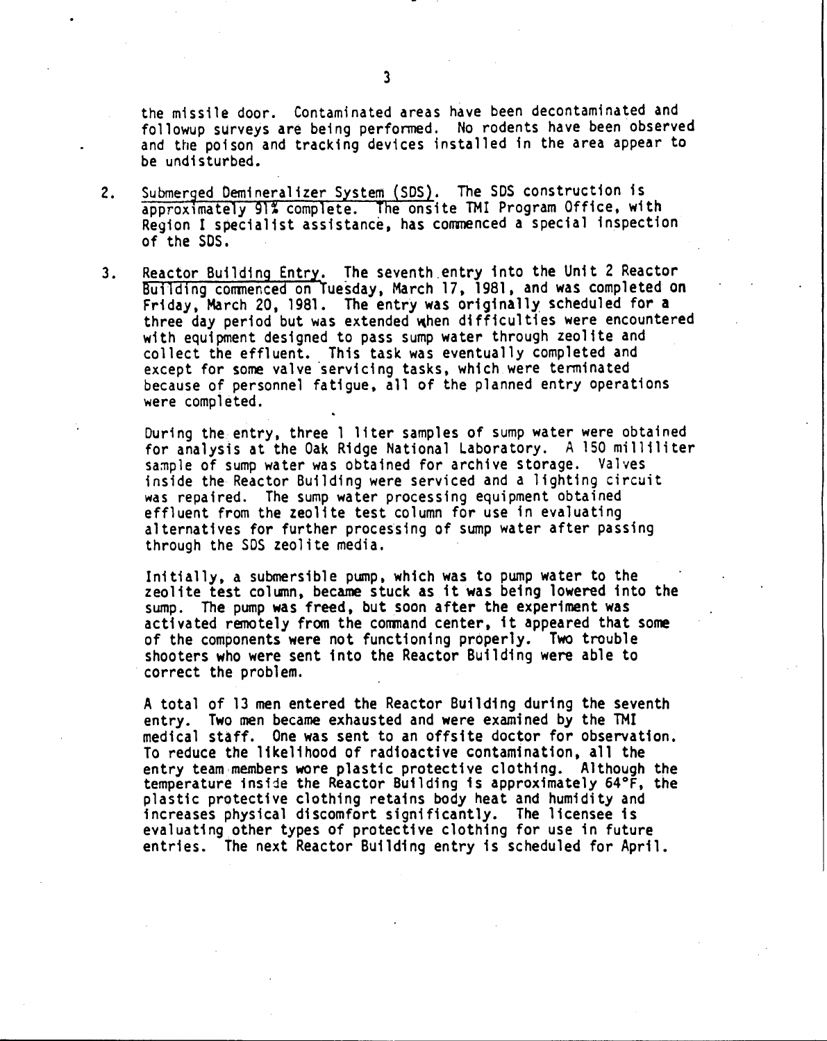the missile door. Contaminated areas have been decontaminated and followup surveys are being performed. No rodents have been observed and the poison and tracking devices installed in the area appear to be undisturbed.

2. Submerged Demineralizer System (SDS). The SDS construction is approximately 91% complete. The onsite TMI Program Office, with Region I specialist assistance, has commenced a special inspection of the SDS.

3. Reactor Building Entry. The seventh entry into the Unit 2 Reactor Building commenced on Tuesday, March 17, 1981, and was completed on Friday, March 20, 1981. The entry was originally scheduled for a three day period but was extended when difficulties were encountered with equipment designed to pass sump water through zeolite and collect the effluent. This task was eventually completed and except for some valve servicing tasks, which were terminated because of personnel fatigue, all of the planned entry operations were completed.

   During the entry, three 1 liter samples of sump water were obtained for analysis at the Oak Ridge National Laboratory. A 150 milliliter sample of sump water was obtained for archive storage. Valves inside the Reactor Building were serviced and a lighting circuit was repaired. The sump water processing equipment obtained effluent from the zeolite test column for use in evaluating alternatives for further processing of sump water after passing through the SDS zeolite media.

   Initially, a submersible pump, which was to pump water to the zeolite test column, became stuck as it was being lowered into the sump. The pump was freed, but soon after the experiment was activated remotely from the command center, it appeared that some of the components were not functioning properly. Two trouble shooters who were sent into the Reactor Building were able to correct the problem.

   A total of 13 men entered the Reactor Building during the seventh entry. Two men became exhausted and were examined by the TMI medical staff. One was sent to an offsite doctor for observation. To reduce the likelihood of radioactive contamination, all the entry team members wore plastic protective clothing. Although the temperature inside the Reactor Building is approximately 64°F, the plastic protective clothing retains body heat and humidity and increases physical discomfort significantly. The licensee is evaluating other types of protective clothing for use in future entries. The next Reactor Building entry is scheduled for April.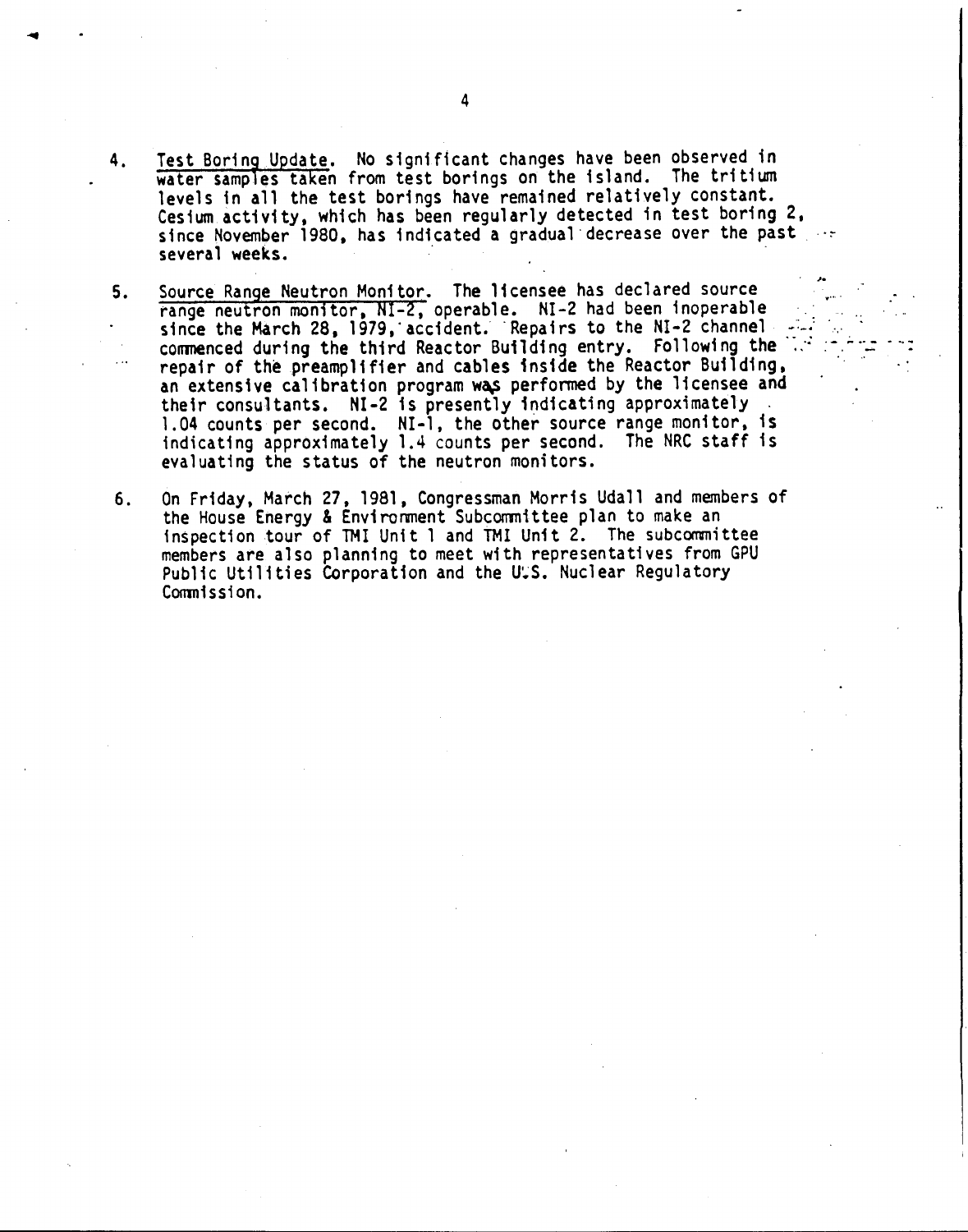4. Test Boring Update. No significant changes have been observed in water samples taken from test borings on the island. The tritium levels in all the test borings have remained relatively constant. Cesium activity, which has been regularly detected in test boring 2, since November 1980, has indicated a gradual decrease over the past several weeks.

5. Source Range Neutron Monitor. The licensee has declared source range neutron monitor, NI-2, operable. NI-2 had been inoperable since the March 28, 1979, accident. Repairs to the NI-2 channel commenced during the third Reactor Building entry. Following the repair of the preamplifier and cables inside the Reactor Building, an extensive calibration program was performed by the licensee and their consultants. NI-2 is presently indicating approximately 1.04 counts per second. NI-1, the other source range monitor, is indicating approximately 1.4 counts per second. The NRC staff is evaluating the status of the neutron monitors.

6. On Friday, March 27, 1981, Congressman Morris Udall and members of the House Energy & Environment Subcommittee plan to make an inspection tour of TMI Unit 1 and TMI Unit 2. The subcommittee members are also planning to meet with representatives from GPU Public Utilities Corporation and the U.S. Nuclear Regulatory Commission.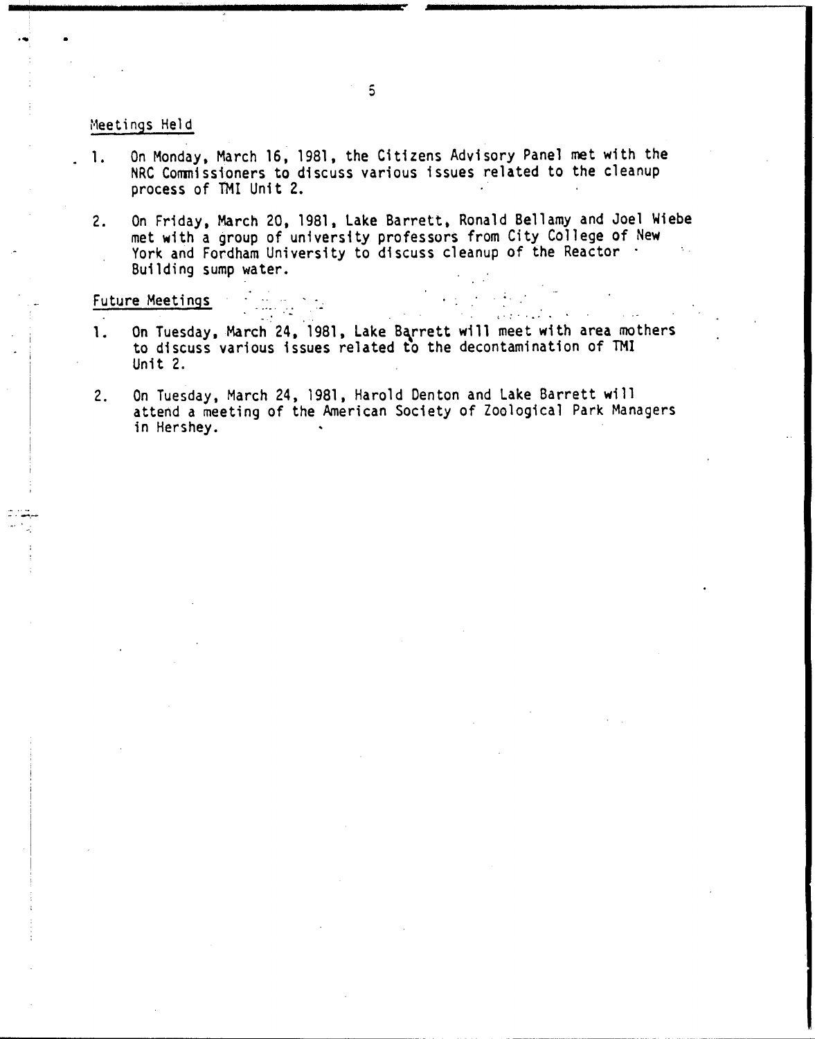Meetings Held

1. On Monday, March 16, 1981, the Citizens Advisory Panel met with the NRC Commissioners to discuss various issues related to the cleanup process of TMI Unit 2.

2. On Friday, March 20, 1981, Lake Barrett, Ronald Bellamy and Joel Wiebe met with a group of university professors from City College of New York and Fordham University to discuss cleanup of the Reactor Building sump water.

Future Meetings

1. On Tuesday, March 24, 1981, Lake Barrett will meet with area mothers to discuss various issues related to the decontamination of TMI Unit 2.

2. On Tuesday, March 24, 1981, Harold Denton and Lake Barrett will attend a meeting of the American Society of Zoological Park Managers in Hershey.